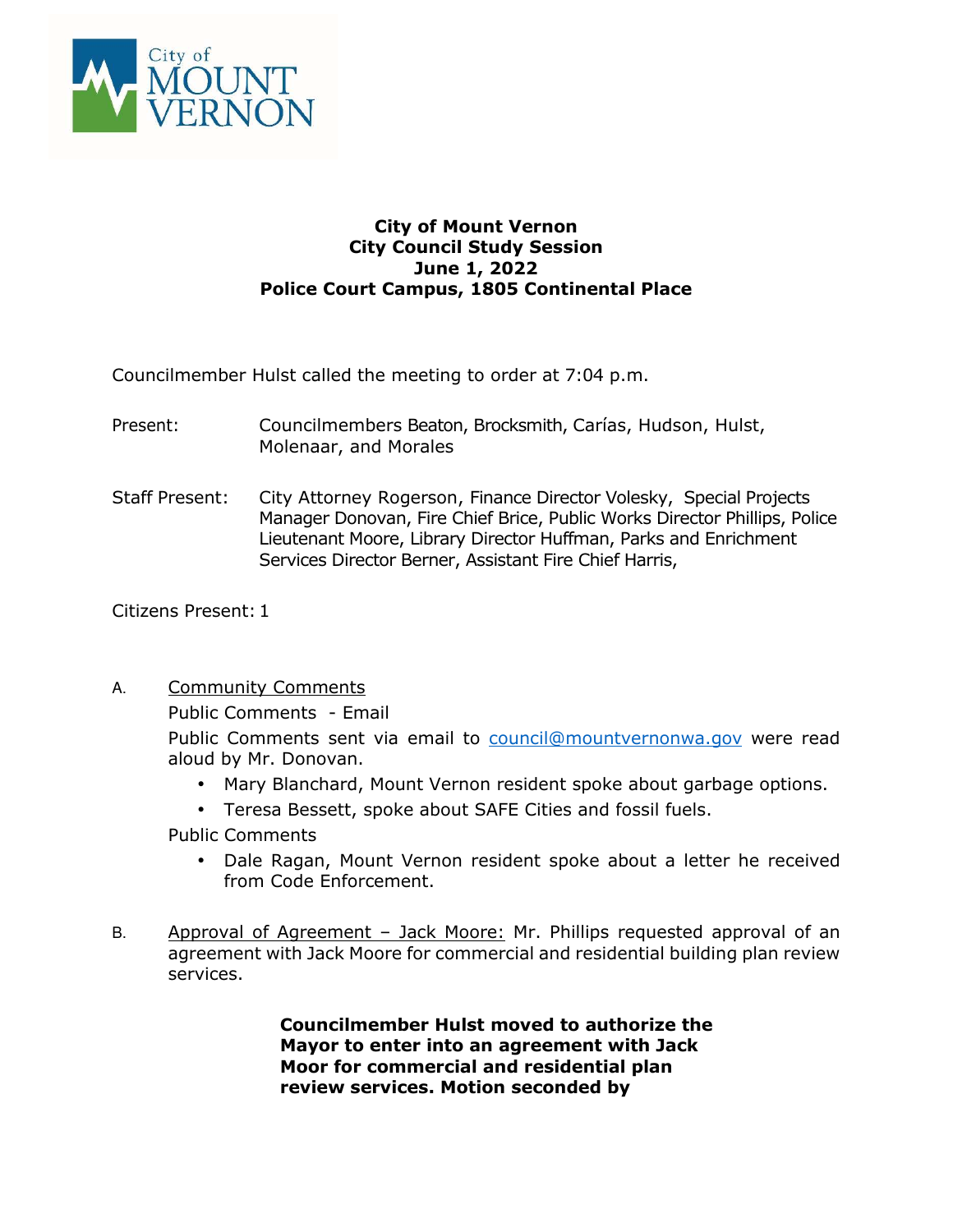**City of Mount Vernon**
**City Council Study Session**
**June 1, 2022**
**Police Court Campus, 1805 Continental Place**

Councilmember Hulst called the meeting to order at 7:04 p.m.

Present: Councilmembers Beaton, Brocksmith, Carías, Hudson, Hulst, Molenaar, and Morales

Staff Present: City Attorney Rogerson, Finance Director Volesky, Special Projects Manager Donovan, Fire Chief Brice, Public Works Director Phillips, Police Lieutenant Moore, Library Director Huffman, Parks and Enrichment Services Director Berner, Assistant Fire Chief Harris,

Citizens Present: 1

A. <u>Community Comments</u>

Public Comments - Email

Public Comments sent via email to council@mountvernonwa.gov were read aloud by Mr. Donovan.

- Mary Blanchard, Mount Vernon resident spoke about garbage options.
- Teresa Bessett, spoke about SAFE Cities and fossil fuels.

Public Comments

- Dale Ragan, Mount Vernon resident spoke about a letter he received from Code Enforcement.

B. <u>Approval of Agreement – Jack Moore:</u> Mr. Phillips requested approval of an agreement with Jack Moore for commercial and residential building plan review services.

**Councilmember Hulst moved to authorize the Mayor to enter into an agreement with Jack Moor for commercial and residential plan review services. Motion seconded by**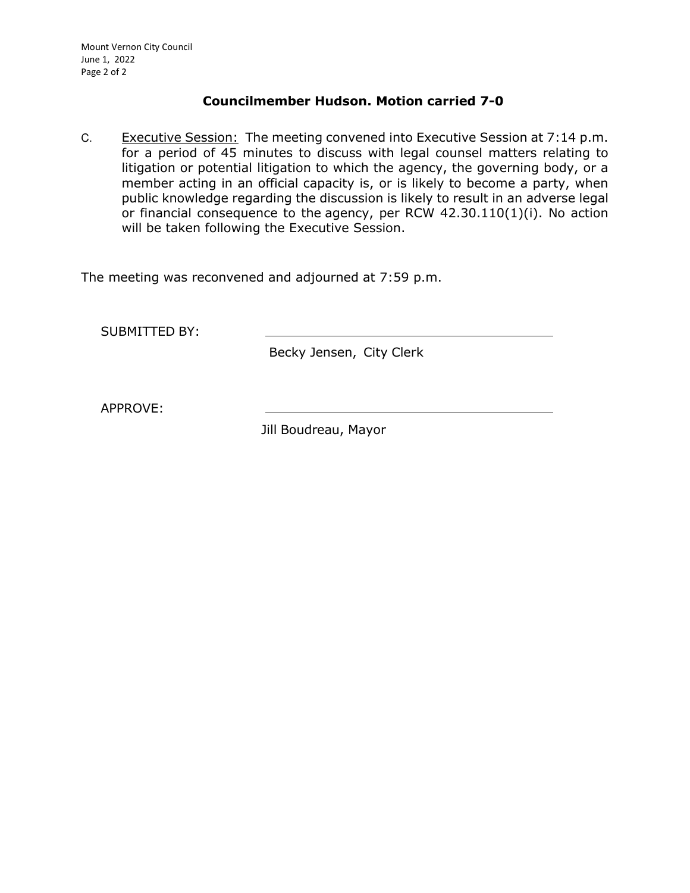**Councilmember Hudson. Motion carried 7-0**

C. Executive Session: The meeting convened into Executive Session at 7:14 p.m. for a period of 45 minutes to discuss with legal counsel matters relating to litigation or potential litigation to which the agency, the governing body, or a member acting in an official capacity is, or is likely to become a party, when public knowledge regarding the discussion is likely to result in an adverse legal or financial consequence to the agency, per RCW 42.30.110(1)(i). No action will be taken following the Executive Session.

The meeting was reconvened and adjourned at 7:59 p.m.

SUBMITTED BY: \_\_\_\_\_\_\_\_\_\_\_\_\_\_\_\_\_\_\_\_\_\_\_\_\_\_\_\_\_\_\_\_\_\_\_\_

Becky Jensen, City Clerk

APPROVE: \_\_\_\_\_\_\_\_\_\_\_\_\_\_\_\_\_\_\_\_\_\_\_\_\_\_\_\_\_\_\_\_\_\_\_\_

Jill Boudreau, Mayor